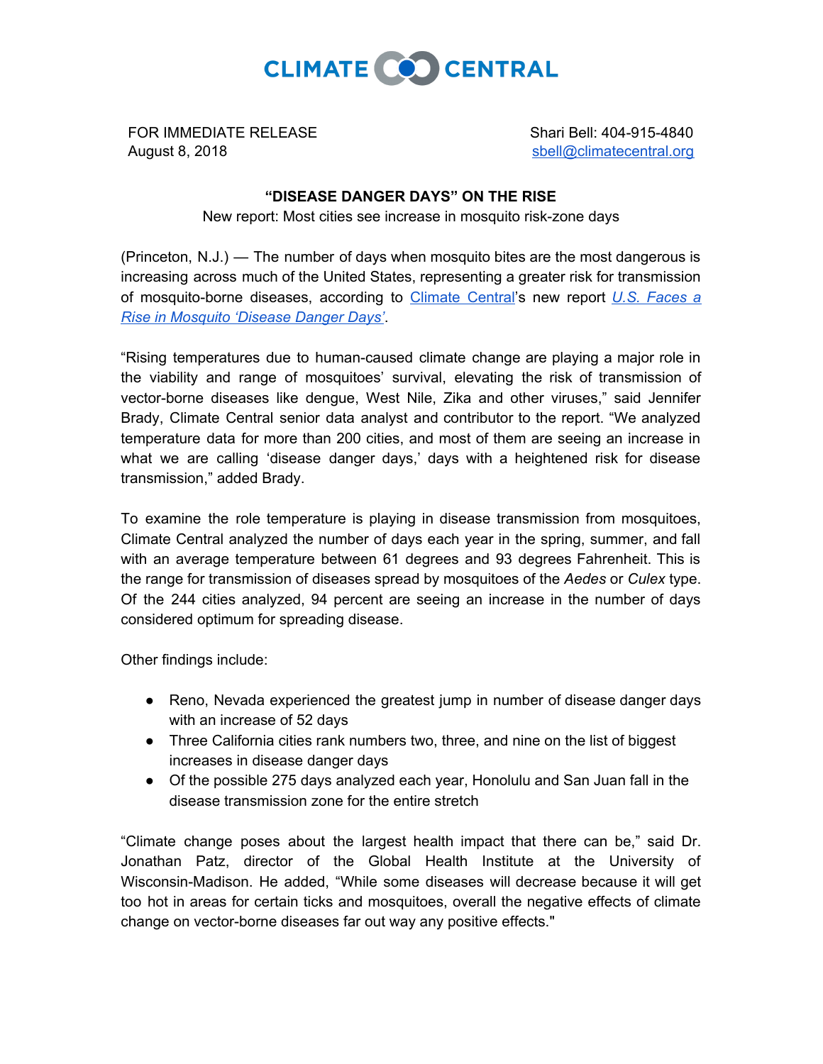CLIMATE CENTRAL

FOR IMMEDIATE RELEASE
August 8, 2018

Shari Bell: 404-915-4840
sbell@climatecentral.org

**"DISEASE DANGER DAYS" ON THE RISE**

New report: Most cities see increase in mosquito risk-zone days

(Princeton, N.J.) — The number of days when mosquito bites are the most dangerous is increasing across much of the United States, representing a greater risk for transmission of mosquito-borne diseases, according to Climate Central's new report *U.S. Faces a Rise in Mosquito 'Disease Danger Days'*.

"Rising temperatures due to human-caused climate change are playing a major role in the viability and range of mosquitoes' survival, elevating the risk of transmission of vector-borne diseases like dengue, West Nile, Zika and other viruses," said Jennifer Brady, Climate Central senior data analyst and contributor to the report. "We analyzed temperature data for more than 200 cities, and most of them are seeing an increase in what we are calling 'disease danger days,' days with a heightened risk for disease transmission," added Brady.

To examine the role temperature is playing in disease transmission from mosquitoes, Climate Central analyzed the number of days each year in the spring, summer, and fall with an average temperature between 61 degrees and 93 degrees Fahrenheit. This is the range for transmission of diseases spread by mosquitoes of the *Aedes* or *Culex* type. Of the 244 cities analyzed, 94 percent are seeing an increase in the number of days considered optimum for spreading disease.

Other findings include:

- Reno, Nevada experienced the greatest jump in number of disease danger days with an increase of 52 days
- Three California cities rank numbers two, three, and nine on the list of biggest increases in disease danger days
- Of the possible 275 days analyzed each year, Honolulu and San Juan fall in the disease transmission zone for the entire stretch

"Climate change poses about the largest health impact that there can be," said Dr. Jonathan Patz, director of the Global Health Institute at the University of Wisconsin-Madison. He added, "While some diseases will decrease because it will get too hot in areas for certain ticks and mosquitoes, overall the negative effects of climate change on vector-borne diseases far out way any positive effects."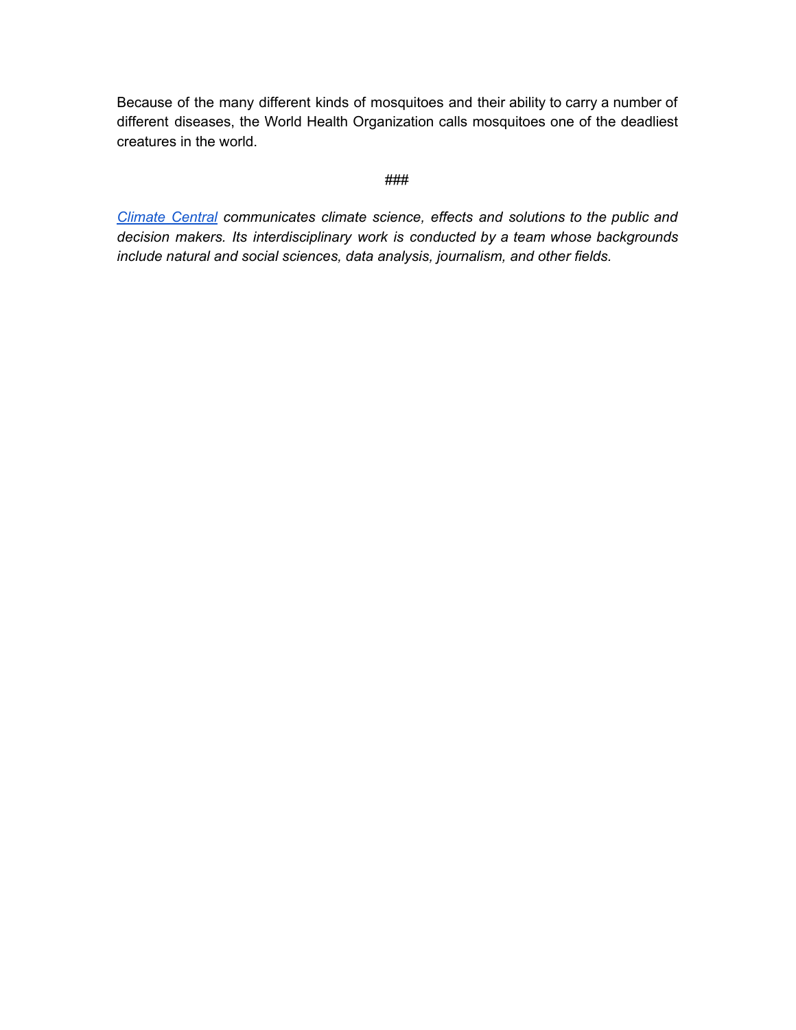Because of the many different kinds of mosquitoes and their ability to carry a number of different diseases, the World Health Organization calls mosquitoes one of the deadliest creatures in the world.

###

*Climate Central communicates climate science, effects and solutions to the public and decision makers. Its interdisciplinary work is conducted by a team whose backgrounds include natural and social sciences, data analysis, journalism, and other fields.*